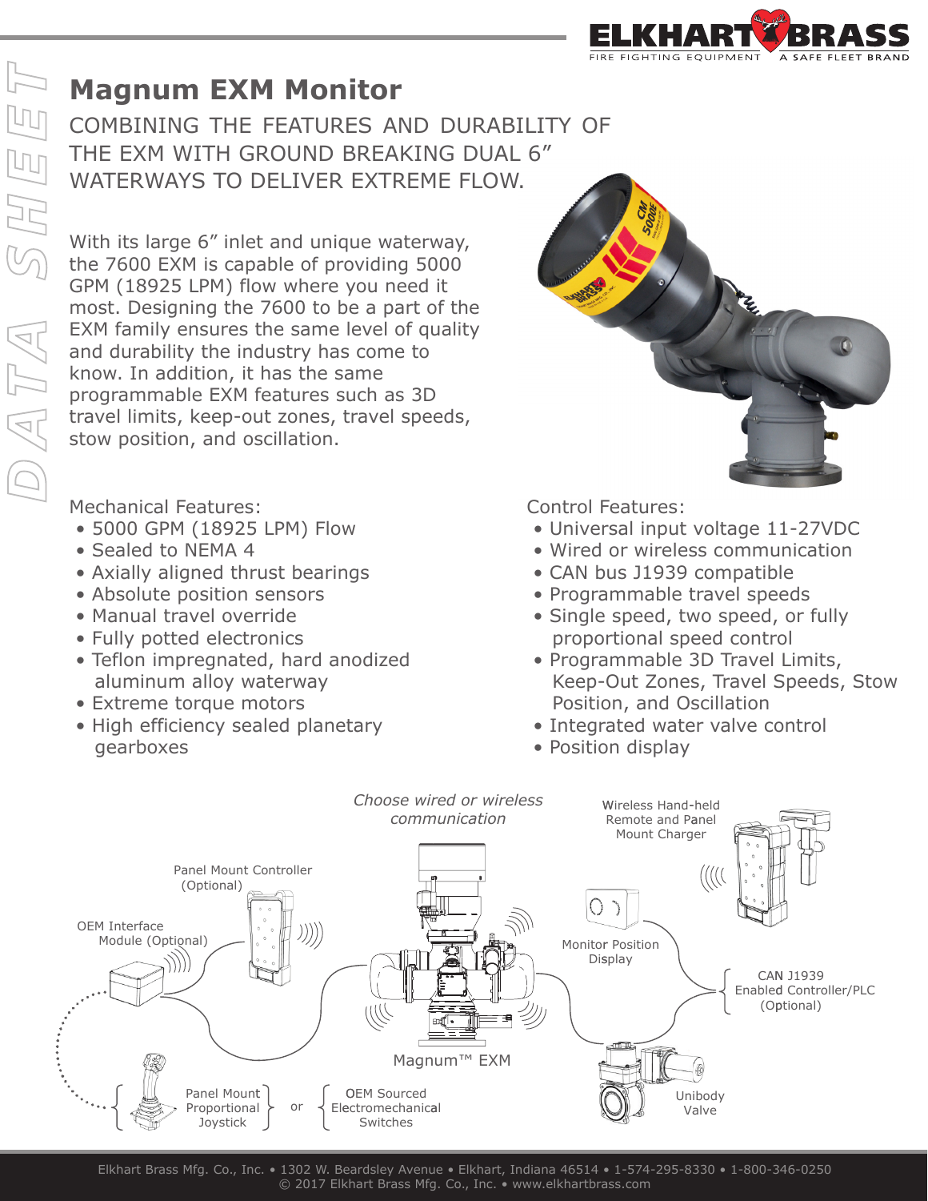# Magnum EXM Monitor

COMBINING THE FEATURES AND DURABILITY OF THE EXM WITH GROUND BREAKING DUAL 6" WATERWAYS TO DELIVER EXTREME FLOW.

With its large 6" inlet and unique waterway, the 7600 EXM is capable of providing 5000 GPM (18925 LPM) flow where you need it most. Designing the 7600 to be a part of the EXM family ensures the same level of quality and durability the industry has come to know. In addition, it has the same programmable EXM features such as 3D travel limits, keep-out zones, travel speeds, stow position, and oscillation.

Mechanical Features:

- 5000 GPM (18925 LPM) Flow
- Sealed to NEMA 4
- Axially aligned thrust bearings
- Absolute position sensors
- Manual travel override
- Fully potted electronics
- Teflon impregnated, hard anodized aluminum alloy waterway
- Extreme torque motors
- High efficiency sealed planetary gearboxes

Control Features:

- Universal input voltage 11-27VDC
- Wired or wireless communication
- CAN bus J1939 compatible
- Programmable travel speeds
- Single speed, two speed, or fully proportional speed control
- Programmable 3D Travel Limits, Keep-Out Zones, Travel Speeds, Stow Position, and Oscillation
- Integrated water valve control
- Position display

*Choose wired or wireless communication*

Panel Mount Controller (Optional)

OEM Interface Module (Optional)

Panel Mount Proportional Joystick or OEM Sourced Electromechanical Switches

Magnum™ EXM

Wireless Hand-held Remote and Panel Mount Charger

Monitor Position Display

CAN J1939 Enabled Controller/PLC (Optional)

Unibody Valve

Elkhart Brass Mfg. Co., Inc. • 1302 W. Beardsley Avenue • Elkhart, Indiana 46514 • 1-574-295-8330 • 1-800-346-0250
© 2017 Elkhart Brass Mfg. Co., Inc. • www.elkhartbrass.com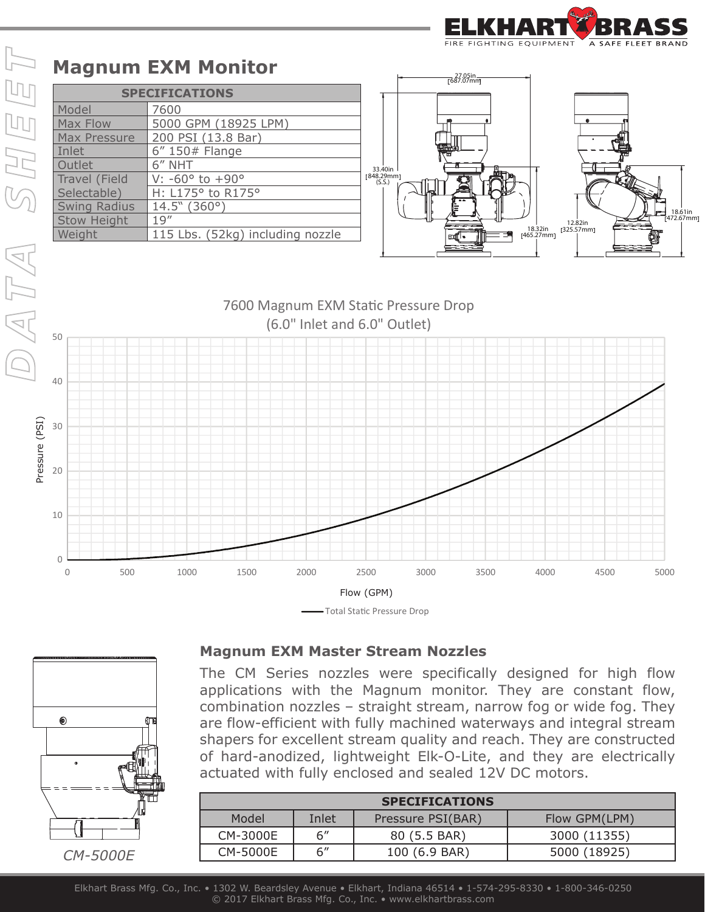# Magnum EXM Monitor

| SPECIFICATIONS | |
|---|---|
| Model | 7600 |
| Max Flow | 5000 GPM (18925 LPM) |
| Max Pressure | 200 PSI (13.8 Bar) |
| Inlet | 6" 150# Flange |
| Outlet | 6" NHT |
| Travel (Field Selectable) | V: -60° to +90° |
| | H: L175° to R175° |
| Swing Radius | 14.5" (360°) |
| Stow Height | 19" |
| Weight | 115 Lbs. (52kg) including nozzle |

27.05in [687.07mm]

33.40in [848.29mm] (S.S.)

18.32in [465.27mm]

12.82in [325.57mm]

18.61in [472.67mm]

7600 Magnum EXM Static Pressure Drop
(6.0" Inlet and 6.0" Outlet)

Pressure (PSI)

0
10
20
30
40
50

Flow (GPM)

0
500
1000
1500
2000
2500
3000
3500
4000
4500
5000

Total Static Pressure Drop

## Magnum EXM Master Stream Nozzles

The CM Series nozzles were specifically designed for high flow applications with the Magnum monitor. They are constant flow, combination nozzles – straight stream, narrow fog or wide fog. They are flow-efficient with fully machined waterways and integral stream shapers for excellent stream quality and reach. They are constructed of hard-anodized, lightweight Elk-O-Lite, and they are electrically actuated with fully enclosed and sealed 12V DC motors.

*CM-5000E*

| SPECIFICATIONS | | | |
|---|---|---|---|
| Model | Inlet | Pressure PSI(BAR) | Flow GPM(LPM) |
| CM-3000E | 6" | 80 (5.5 BAR) | 3000 (11355) |
| CM-5000E | 6" | 100 (6.9 BAR) | 5000 (18925) |

Elkhart Brass Mfg. Co., Inc. • 1302 W. Beardsley Avenue • Elkhart, Indiana 46514 • 1-574-295-8330 • 1-800-346-0250
© 2017 Elkhart Brass Mfg. Co., Inc. • www.elkhartbrass.com